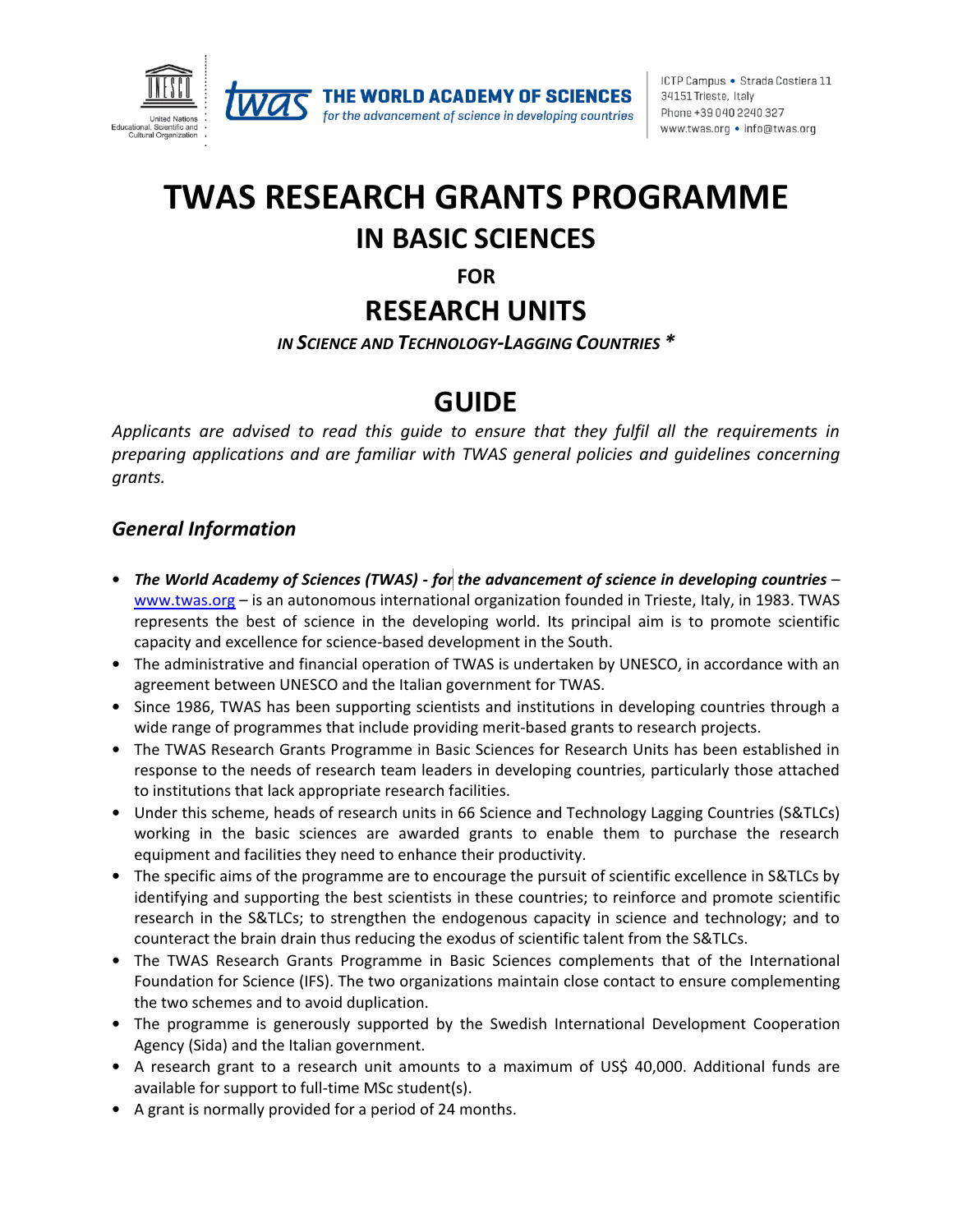# TWAS RESEARCH GRANTS PROGRAMME

## IN BASIC SCIENCES

**FOR**

## RESEARCH UNITS

***IN SCIENCE AND TECHNOLOGY-LAGGING COUNTRIES* \***

# GUIDE

*Applicants are advised to read this guide to ensure that they fulfil all the requirements in preparing applications and are familiar with TWAS general policies and guidelines concerning grants.*

### *General Information*

- ***The World Academy of Sciences (TWAS) - for the advancement of science in developing countries*** – www.twas.org – is an autonomous international organization founded in Trieste, Italy, in 1983. TWAS represents the best of science in the developing world. Its principal aim is to promote scientific capacity and excellence for science-based development in the South.
- The administrative and financial operation of TWAS is undertaken by UNESCO, in accordance with an agreement between UNESCO and the Italian government for TWAS.
- Since 1986, TWAS has been supporting scientists and institutions in developing countries through a wide range of programmes that include providing merit-based grants to research projects.
- The TWAS Research Grants Programme in Basic Sciences for Research Units has been established in response to the needs of research team leaders in developing countries, particularly those attached to institutions that lack appropriate research facilities.
- Under this scheme, heads of research units in 66 Science and Technology Lagging Countries (S&TLCs) working in the basic sciences are awarded grants to enable them to purchase the research equipment and facilities they need to enhance their productivity.
- The specific aims of the programme are to encourage the pursuit of scientific excellence in S&TLCs by identifying and supporting the best scientists in these countries; to reinforce and promote scientific research in the S&TLCs; to strengthen the endogenous capacity in science and technology; and to counteract the brain drain thus reducing the exodus of scientific talent from the S&TLCs.
- The TWAS Research Grants Programme in Basic Sciences complements that of the International Foundation for Science (IFS). The two organizations maintain close contact to ensure complementing the two schemes and to avoid duplication.
- The programme is generously supported by the Swedish International Development Cooperation Agency (Sida) and the Italian government.
- A research grant to a research unit amounts to a maximum of US$ 40,000. Additional funds are available for support to full-time MSc student(s).
- A grant is normally provided for a period of 24 months.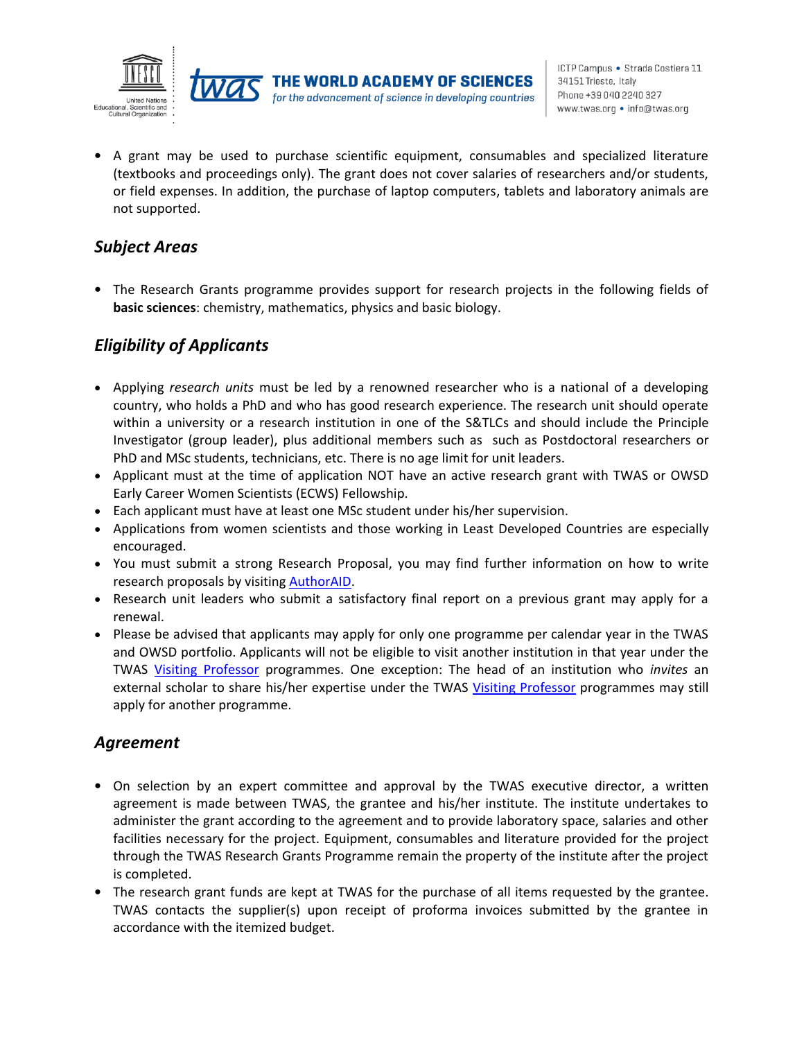- A grant may be used to purchase scientific equipment, consumables and specialized literature (textbooks and proceedings only). The grant does not cover salaries of researchers and/or students, or field expenses. In addition, the purchase of laptop computers, tablets and laboratory animals are not supported.

## *Subject Areas*

- The Research Grants programme provides support for research projects in the following fields of **basic sciences**: chemistry, mathematics, physics and basic biology.

## *Eligibility of Applicants*

- Applying *research units* must be led by a renowned researcher who is a national of a developing country, who holds a PhD and who has good research experience. The research unit should operate within a university or a research institution in one of the S&TLCs and should include the Principle Investigator (group leader), plus additional members such as such as Postdoctoral researchers or PhD and MSc students, technicians, etc. There is no age limit for unit leaders.
- Applicant must at the time of application NOT have an active research grant with TWAS or OWSD Early Career Women Scientists (ECWS) Fellowship.
- Each applicant must have at least one MSc student under his/her supervision.
- Applications from women scientists and those working in Least Developed Countries are especially encouraged.
- You must submit a strong Research Proposal, you may find further information on how to write research proposals by visiting AuthorAID.
- Research unit leaders who submit a satisfactory final report on a previous grant may apply for a renewal.
- Please be advised that applicants may apply for only one programme per calendar year in the TWAS and OWSD portfolio. Applicants will not be eligible to visit another institution in that year under the TWAS Visiting Professor programmes. One exception: The head of an institution who *invites* an external scholar to share his/her expertise under the TWAS Visiting Professor programmes may still apply for another programme.

## *Agreement*

- On selection by an expert committee and approval by the TWAS executive director, a written agreement is made between TWAS, the grantee and his/her institute. The institute undertakes to administer the grant according to the agreement and to provide laboratory space, salaries and other facilities necessary for the project. Equipment, consumables and literature provided for the project through the TWAS Research Grants Programme remain the property of the institute after the project is completed.
- The research grant funds are kept at TWAS for the purchase of all items requested by the grantee. TWAS contacts the supplier(s) upon receipt of proforma invoices submitted by the grantee in accordance with the itemized budget.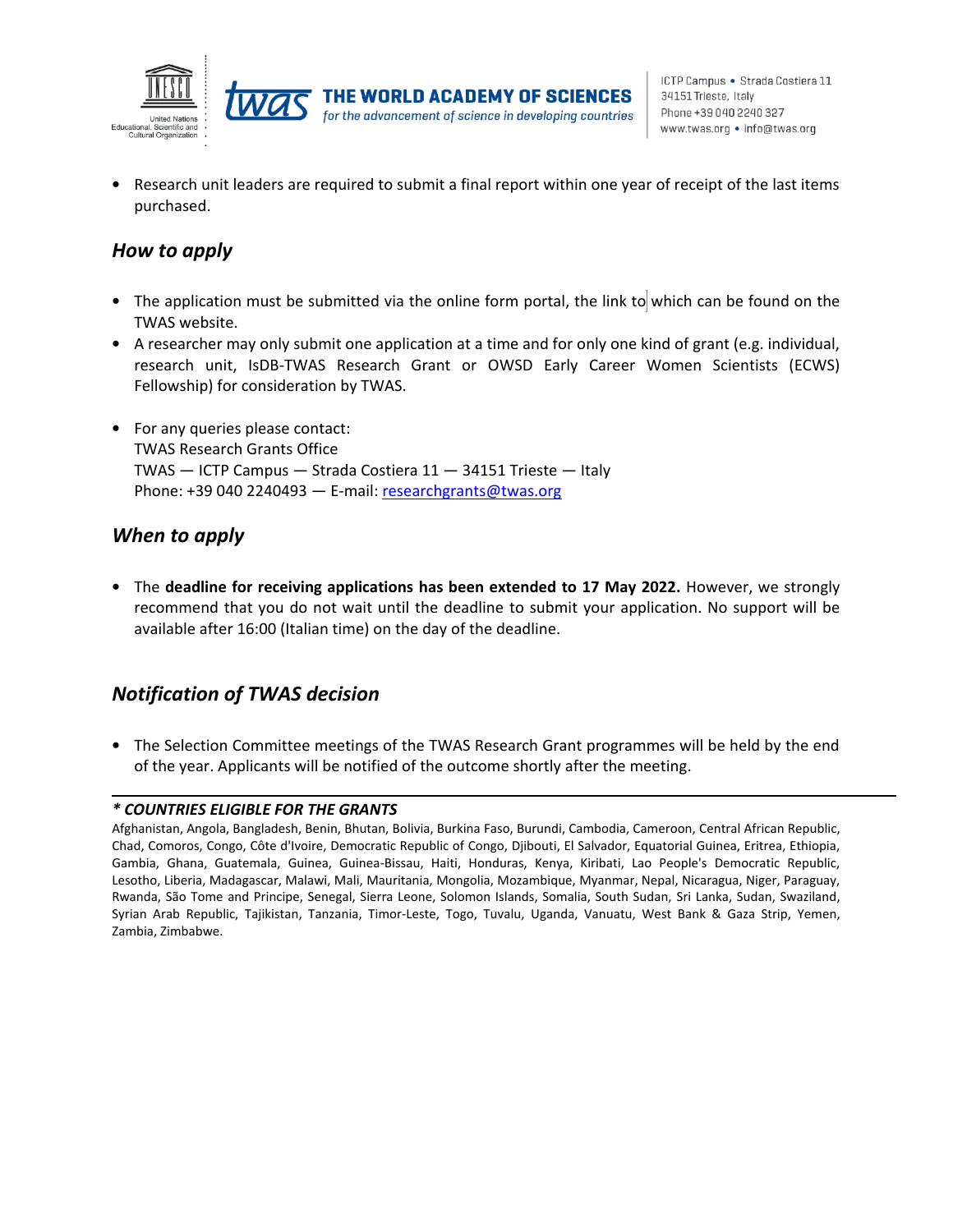- Research unit leaders are required to submit a final report within one year of receipt of the last items purchased.

## *How to apply*

- The application must be submitted via the online form portal, the link to which can be found on the TWAS website.
- A researcher may only submit one application at a time and for only one kind of grant (e.g. individual, research unit, IsDB-TWAS Research Grant or OWSD Early Career Women Scientists (ECWS) Fellowship) for consideration by TWAS.

- For any queries please contact:
  TWAS Research Grants Office
  TWAS — ICTP Campus — Strada Costiera 11 — 34151 Trieste — Italy
  Phone: +39 040 2240493 — E-mail: researchgrants@twas.org

## *When to apply*

- The **deadline for receiving applications has been extended to 17 May 2022.** However, we strongly recommend that you do not wait until the deadline to submit your application. No support will be available after 16:00 (Italian time) on the day of the deadline.

## *Notification of TWAS decision*

- The Selection Committee meetings of the TWAS Research Grant programmes will be held by the end of the year. Applicants will be notified of the outcome shortly after the meeting.

---

***\* COUNTRIES ELIGIBLE FOR THE GRANTS***

Afghanistan, Angola, Bangladesh, Benin, Bhutan, Bolivia, Burkina Faso, Burundi, Cambodia, Cameroon, Central African Republic, Chad, Comoros, Congo, Côte d'Ivoire, Democratic Republic of Congo, Djibouti, El Salvador, Equatorial Guinea, Eritrea, Ethiopia, Gambia, Ghana, Guatemala, Guinea, Guinea-Bissau, Haiti, Honduras, Kenya, Kiribati, Lao People's Democratic Republic, Lesotho, Liberia, Madagascar, Malawi, Mali, Mauritania, Mongolia, Mozambique, Myanmar, Nepal, Nicaragua, Niger, Paraguay, Rwanda, São Tome and Principe, Senegal, Sierra Leone, Solomon Islands, Somalia, South Sudan, Sri Lanka, Sudan, Swaziland, Syrian Arab Republic, Tajikistan, Tanzania, Timor-Leste, Togo, Tuvalu, Uganda, Vanuatu, West Bank & Gaza Strip, Yemen, Zambia, Zimbabwe.